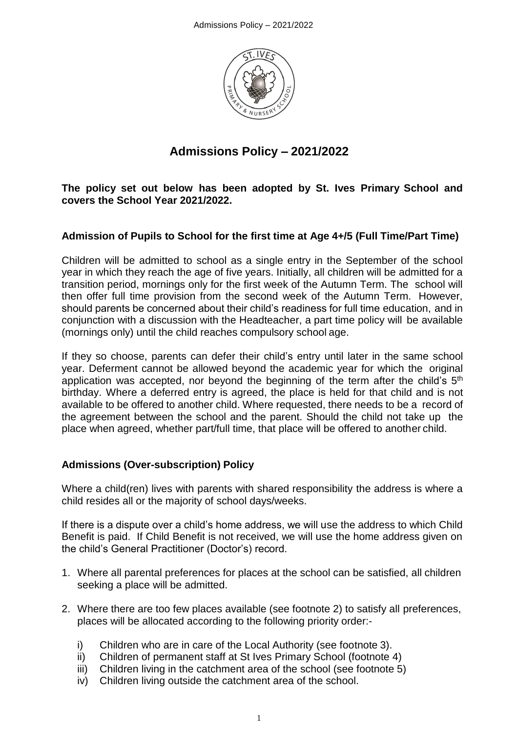# Admissions Policy – 2021/2022

**The policy set out below has been adopted by St. Ives Primary School and covers the School Year 2021/2022.**

## Admission of Pupils to School for the first time at Age 4+/5 (Full Time/Part Time)

Children will be admitted to school as a single entry in the September of the school year in which they reach the age of five years. Initially, all children will be admitted for a transition period, mornings only for the first week of the Autumn Term. The school will then offer full time provision from the second week of the Autumn Term. However, should parents be concerned about their child's readiness for full time education, and in conjunction with a discussion with the Headteacher, a part time policy will be available (mornings only) until the child reaches compulsory school age.

If they so choose, parents can defer their child's entry until later in the same school year. Deferment cannot be allowed beyond the academic year for which the original application was accepted, nor beyond the beginning of the term after the child's 5th birthday. Where a deferred entry is agreed, the place is held for that child and is not available to be offered to another child. Where requested, there needs to be a record of the agreement between the school and the parent. Should the child not take up the place when agreed, whether part/full time, that place will be offered to another child.

## Admissions (Over-subscription) Policy

Where a child(ren) lives with parents with shared responsibility the address is where a child resides all or the majority of school days/weeks.

If there is a dispute over a child's home address, we will use the address to which Child Benefit is paid. If Child Benefit is not received, we will use the home address given on the child's General Practitioner (Doctor's) record.

1. Where all parental preferences for places at the school can be satisfied, all children seeking a place will be admitted.
2. Where there are too few places available (see footnote 2) to satisfy all preferences, places will be allocated according to the following priority order:-
   i) Children who are in care of the Local Authority (see footnote 3).
   ii) Children of permanent staff at St Ives Primary School (footnote 4)
   iii) Children living in the catchment area of the school (see footnote 5)
   iv) Children living outside the catchment area of the school.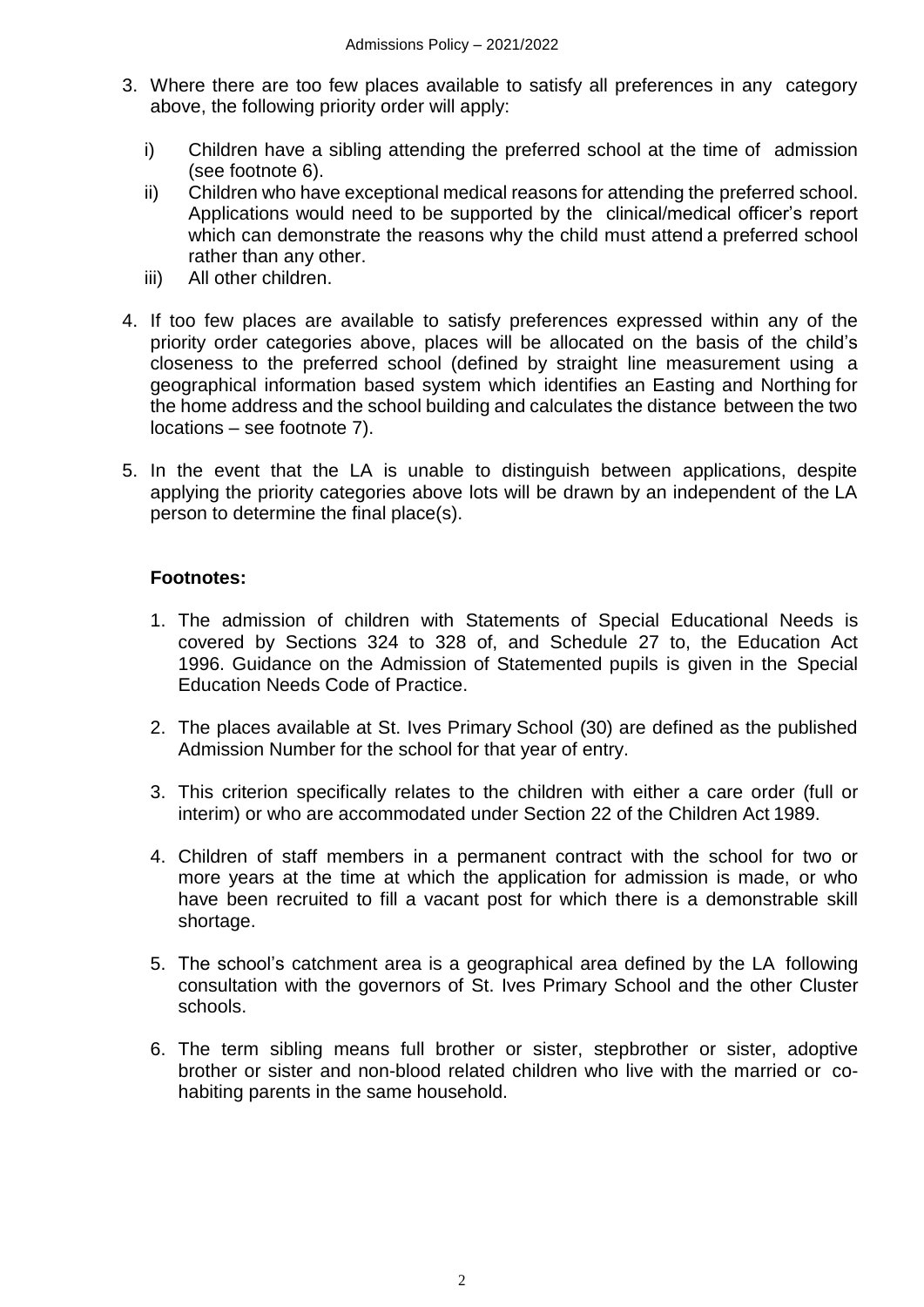3. Where there are too few places available to satisfy all preferences in any category above, the following priority order will apply:

   i) Children have a sibling attending the preferred school at the time of admission (see footnote 6).
   ii) Children who have exceptional medical reasons for attending the preferred school. Applications would need to be supported by the clinical/medical officer's report which can demonstrate the reasons why the child must attend a preferred school rather than any other.
   iii) All other children.

4. If too few places are available to satisfy preferences expressed within any of the priority order categories above, places will be allocated on the basis of the child's closeness to the preferred school (defined by straight line measurement using a geographical information based system which identifies an Easting and Northing for the home address and the school building and calculates the distance between the two locations – see footnote 7).

5. In the event that the LA is unable to distinguish between applications, despite applying the priority categories above lots will be drawn by an independent of the LA person to determine the final place(s).

**Footnotes:**

1. The admission of children with Statements of Special Educational Needs is covered by Sections 324 to 328 of, and Schedule 27 to, the Education Act 1996. Guidance on the Admission of Statemented pupils is given in the Special Education Needs Code of Practice.

2. The places available at St. Ives Primary School (30) are defined as the published Admission Number for the school for that year of entry.

3. This criterion specifically relates to the children with either a care order (full or interim) or who are accommodated under Section 22 of the Children Act 1989.

4. Children of staff members in a permanent contract with the school for two or more years at the time at which the application for admission is made, or who have been recruited to fill a vacant post for which there is a demonstrable skill shortage.

5. The school's catchment area is a geographical area defined by the LA following consultation with the governors of St. Ives Primary School and the other Cluster schools.

6. The term sibling means full brother or sister, stepbrother or sister, adoptive brother or sister and non-blood related children who live with the married or co-habiting parents in the same household.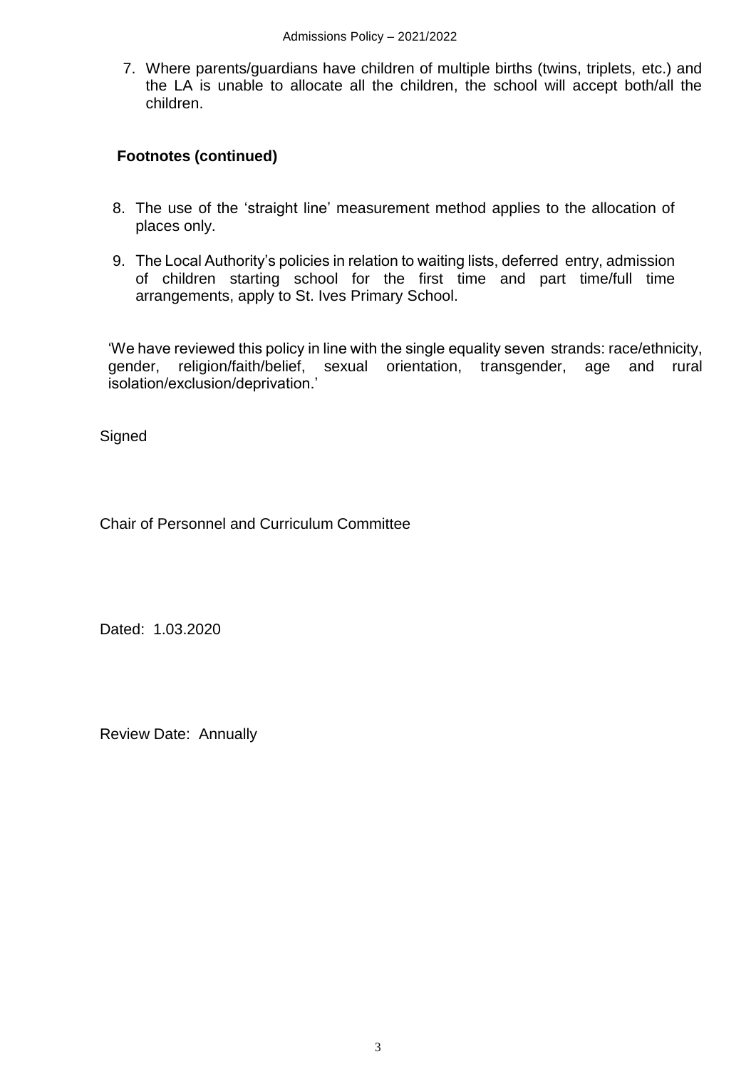7. Where parents/guardians have children of multiple births (twins, triplets, etc.) and the LA is unable to allocate all the children, the school will accept both/all the children.

**Footnotes (continued)**

8. The use of the 'straight line' measurement method applies to the allocation of places only.
9. The Local Authority's policies in relation to waiting lists, deferred entry, admission of children starting school for the first time and part time/full time arrangements, apply to St. Ives Primary School.

'We have reviewed this policy in line with the single equality seven strands: race/ethnicity, gender, religion/faith/belief, sexual orientation, transgender, age and rural isolation/exclusion/deprivation.'

Signed

Chair of Personnel and Curriculum Committee

Dated: 1.03.2020

Review Date: Annually